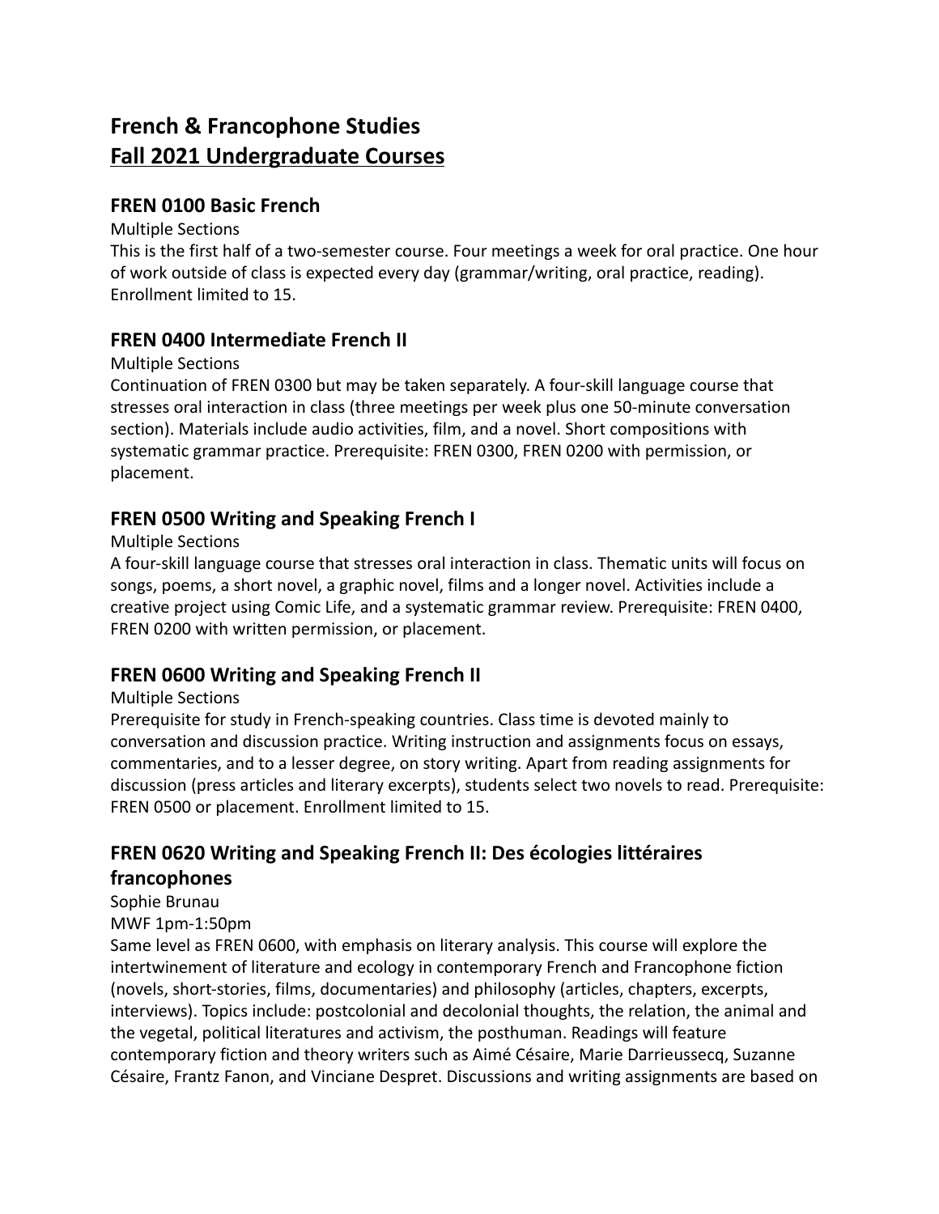# French & Francophone Studies
# Fall 2021 Undergraduate Courses

## FREN 0100 Basic French

Multiple Sections

This is the first half of a two-semester course. Four meetings a week for oral practice. One hour of work outside of class is expected every day (grammar/writing, oral practice, reading). Enrollment limited to 15.

## FREN 0400 Intermediate French II

Multiple Sections

Continuation of FREN 0300 but may be taken separately. A four-skill language course that stresses oral interaction in class (three meetings per week plus one 50-minute conversation section). Materials include audio activities, film, and a novel. Short compositions with systematic grammar practice. Prerequisite: FREN 0300, FREN 0200 with permission, or placement.

## FREN 0500 Writing and Speaking French I

Multiple Sections

A four-skill language course that stresses oral interaction in class. Thematic units will focus on songs, poems, a short novel, a graphic novel, films and a longer novel. Activities include a creative project using Comic Life, and a systematic grammar review. Prerequisite: FREN 0400, FREN 0200 with written permission, or placement.

## FREN 0600 Writing and Speaking French II

Multiple Sections

Prerequisite for study in French-speaking countries. Class time is devoted mainly to conversation and discussion practice. Writing instruction and assignments focus on essays, commentaries, and to a lesser degree, on story writing. Apart from reading assignments for discussion (press articles and literary excerpts), students select two novels to read. Prerequisite: FREN 0500 or placement. Enrollment limited to 15.

## FREN 0620 Writing and Speaking French II: Des écologies littéraires francophones

Sophie Brunau

MWF 1pm-1:50pm

Same level as FREN 0600, with emphasis on literary analysis. This course will explore the intertwinement of literature and ecology in contemporary French and Francophone fiction (novels, short-stories, films, documentaries) and philosophy (articles, chapters, excerpts, interviews). Topics include: postcolonial and decolonial thoughts, the relation, the animal and the vegetal, political literatures and activism, the posthuman. Readings will feature contemporary fiction and theory writers such as Aimé Césaire, Marie Darrieussecq, Suzanne Césaire, Frantz Fanon, and Vinciane Despret. Discussions and writing assignments are based on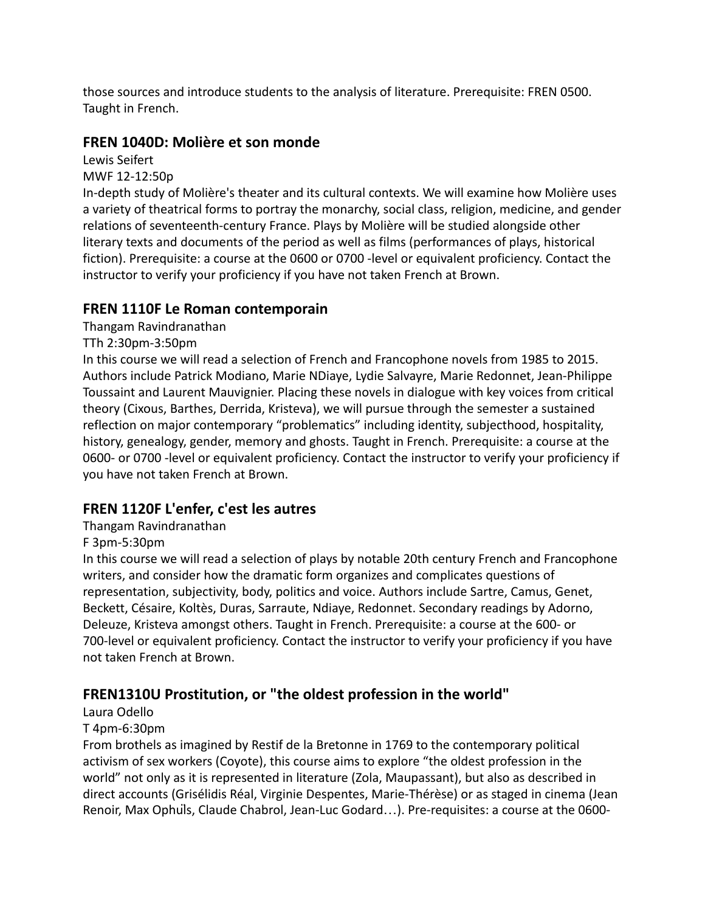those sources and introduce students to the analysis of literature. Prerequisite: FREN 0500. Taught in French.

## FREN 1040D: Molière et son monde

Lewis Seifert

MWF 12-12:50p

In-depth study of Molière's theater and its cultural contexts. We will examine how Molière uses a variety of theatrical forms to portray the monarchy, social class, religion, medicine, and gender relations of seventeenth-century France. Plays by Molière will be studied alongside other literary texts and documents of the period as well as films (performances of plays, historical fiction). Prerequisite: a course at the 0600 or 0700 -level or equivalent proficiency. Contact the instructor to verify your proficiency if you have not taken French at Brown.

## FREN 1110F Le Roman contemporain

Thangam Ravindranathan

TTh 2:30pm-3:50pm

In this course we will read a selection of French and Francophone novels from 1985 to 2015. Authors include Patrick Modiano, Marie NDiaye, Lydie Salvayre, Marie Redonnet, Jean-Philippe Toussaint and Laurent Mauvignier. Placing these novels in dialogue with key voices from critical theory (Cixous, Barthes, Derrida, Kristeva), we will pursue through the semester a sustained reflection on major contemporary "problematics" including identity, subjecthood, hospitality, history, genealogy, gender, memory and ghosts. Taught in French. Prerequisite: a course at the 0600- or 0700 -level or equivalent proficiency. Contact the instructor to verify your proficiency if you have not taken French at Brown.

## FREN 1120F L'enfer, c'est les autres

Thangam Ravindranathan

F 3pm-5:30pm

In this course we will read a selection of plays by notable 20th century French and Francophone writers, and consider how the dramatic form organizes and complicates questions of representation, subjectivity, body, politics and voice. Authors include Sartre, Camus, Genet, Beckett, Césaire, Koltès, Duras, Sarraute, Ndiaye, Redonnet. Secondary readings by Adorno, Deleuze, Kristeva amongst others. Taught in French. Prerequisite: a course at the 600- or 700-level or equivalent proficiency. Contact the instructor to verify your proficiency if you have not taken French at Brown.

## FREN1310U Prostitution, or "the oldest profession in the world"

Laura Odello

T 4pm-6:30pm

From brothels as imagined by Restif de la Bretonne in 1769 to the contemporary political activism of sex workers (Coyote), this course aims to explore "the oldest profession in the world" not only as it is represented in literature (Zola, Maupassant), but also as described in direct accounts (Grisélidis Réal, Virginie Despentes, Marie-Thérèse) or as staged in cinema (Jean Renoir, Max Ophüls, Claude Chabrol, Jean-Luc Godard…). Pre-requisites: a course at the 0600-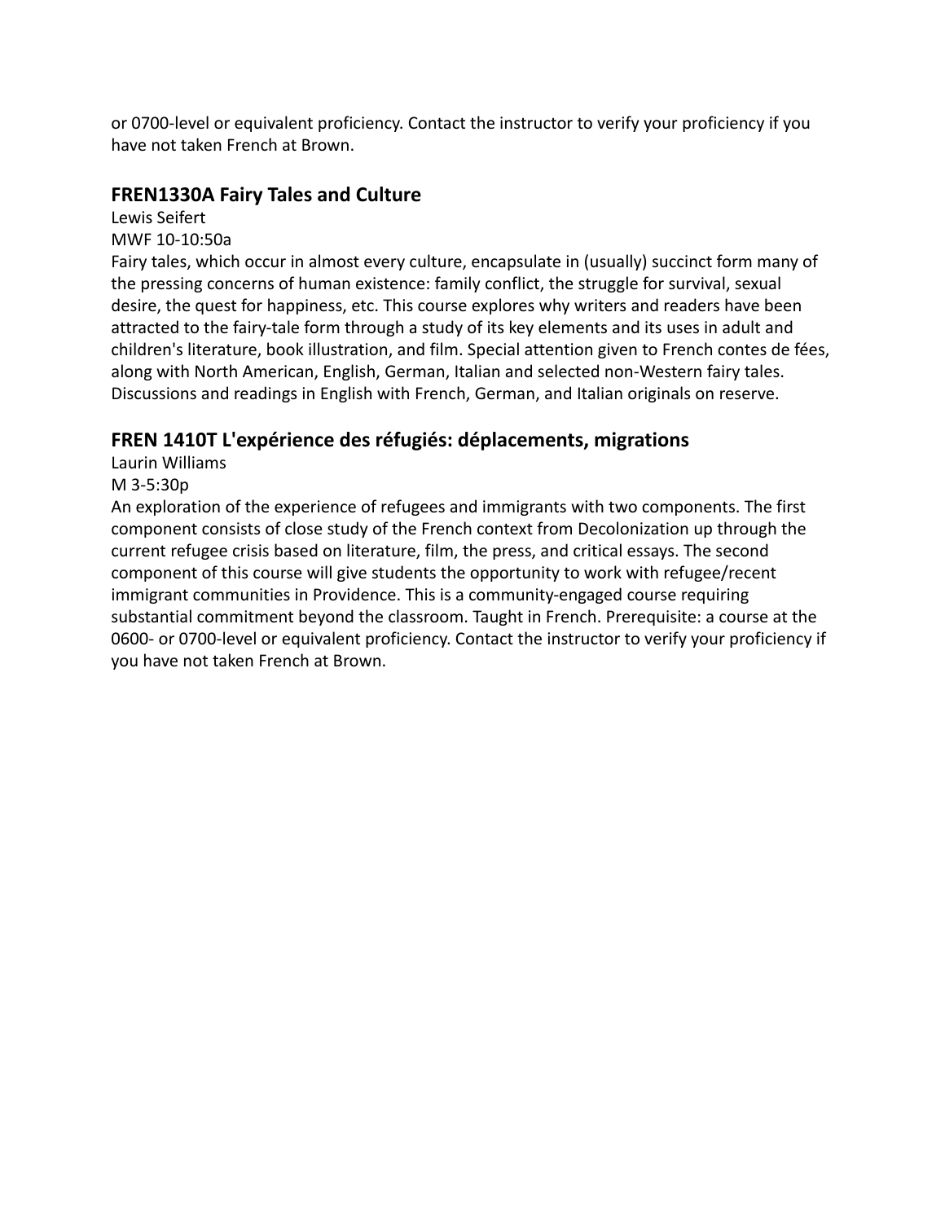or 0700-level or equivalent proficiency. Contact the instructor to verify your proficiency if you have not taken French at Brown.

### FREN1330A Fairy Tales and Culture

Lewis Seifert

MWF 10-10:50a

Fairy tales, which occur in almost every culture, encapsulate in (usually) succinct form many of the pressing concerns of human existence: family conflict, the struggle for survival, sexual desire, the quest for happiness, etc. This course explores why writers and readers have been attracted to the fairy-tale form through a study of its key elements and its uses in adult and children's literature, book illustration, and film. Special attention given to French contes de fées, along with North American, English, German, Italian and selected non-Western fairy tales. Discussions and readings in English with French, German, and Italian originals on reserve.

### FREN 1410T L'expérience des réfugiés: déplacements, migrations

Laurin Williams

M 3-5:30p

An exploration of the experience of refugees and immigrants with two components. The first component consists of close study of the French context from Decolonization up through the current refugee crisis based on literature, film, the press, and critical essays. The second component of this course will give students the opportunity to work with refugee/recent immigrant communities in Providence. This is a community-engaged course requiring substantial commitment beyond the classroom. Taught in French. Prerequisite: a course at the 0600- or 0700-level or equivalent proficiency. Contact the instructor to verify your proficiency if you have not taken French at Brown.